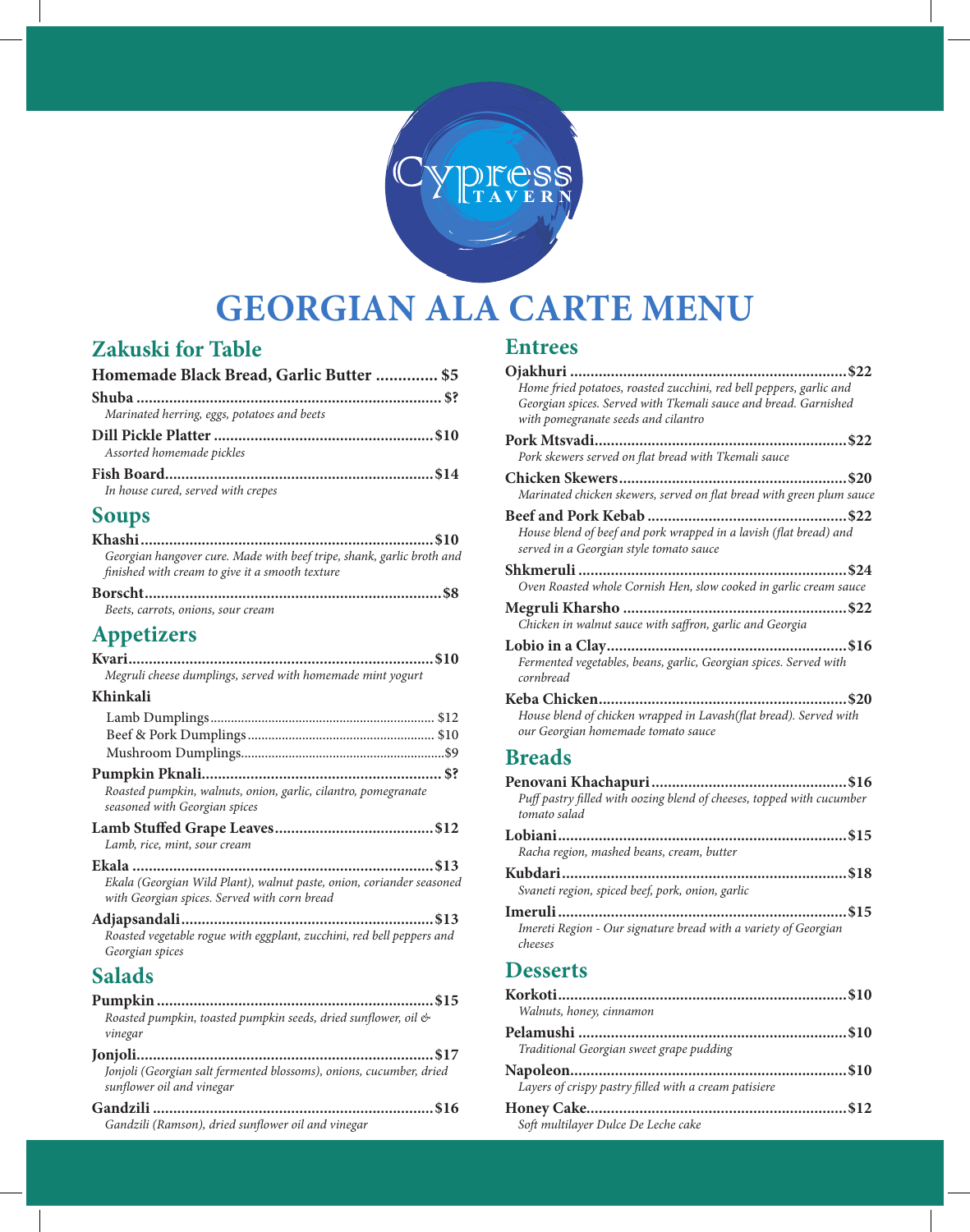Cypress TAVERN

# GEORGIAN ALA CARTE MENU

## Zakuski for Table

**Homemade Black Bread, Garlic Butter .............. $5**

**Shuba .......................................................................... $?**
*Marinated herring, eggs, potatoes and beets*

**Dill Pickle Platter ..................................................... $10**
*Assorted homemade pickles*

**Fish Board................................................................. $14**
*In house cured, served with crepes*

## Soups

**Khashi....................................................................... $10**
*Georgian hangover cure. Made with beef tripe, shank, garlic broth and finished with cream to give it a smooth texture*

**Borscht........................................................................ $8**
*Beets, carrots, onions, sour cream*

## Appetizers

**Kvari.......................................................................... $10**
*Megruli cheese dumplings, served with homemade mint yogurt*

**Khinkali**
- Lamb Dumplings................................................................. $12
- Beef & Pork Dumplings...................................................... $10
- Mushroom Dumplings...........................................................$9

**Pumpkin Pknali........................................................... $?**
*Roasted pumpkin, walnuts, onion, garlic, cilantro, pomegranate seasoned with Georgian spices*

**Lamb Stuffed Grape Leaves....................................... $12**
*Lamb, rice, mint, sour cream*

**Ekala .......................................................................... $13**
*Ekala (Georgian Wild Plant), walnut paste, onion, coriander seasoned with Georgian spices. Served with corn bread*

**Adjapsandali............................................................. $13**
*Roasted vegetable rogue with eggplant, zucchini, red bell peppers and Georgian spices*

## Salads

**Pumpkin ................................................................... $15**
*Roasted pumpkin, toasted pumpkin seeds, dried sunflower, oil & vinegar*

**Jonjoli........................................................................ $17**
*Jonjoli (Georgian salt fermented blossoms), onions, cucumber, dried sunflower oil and vinegar*

**Gandzili .................................................................... $16**
*Gandzili (Ramson), dried sunflower oil and vinegar*

## Entrees

**Ojakhuri ................................................................... $22**
*Home fried potatoes, roasted zucchini, red bell peppers, garlic and Georgian spices. Served with Tkemali sauce and bread. Garnished with pomegranate seeds and cilantro*

**Pork Mtsvadi............................................................. $22**
*Pork skewers served on flat bread with Tkemali sauce*

**Chicken Skewers........................................................ $20**
*Marinated chicken skewers, served on flat bread with green plum sauce*

**Beef and Pork Kebab ................................................ $22**
*House blend of beef and pork wrapped in a lavish (flat bread) and served in a Georgian style tomato sauce*

**Shkmeruli ................................................................. $24**
*Oven Roasted whole Cornish Hen, slow cooked in garlic cream sauce*

**Megruli Kharsho ...................................................... $22**
*Chicken in walnut sauce with saffron, garlic and Georgia*

**Lobio in a Clay.......................................................... $16**
*Fermented vegetables, beans, garlic, Georgian spices. Served with cornbread*

**Keba Chicken............................................................ $20**
*House blend of chicken wrapped in Lavash(flat bread). Served with our Georgian homemade tomato sauce*

## Breads

**Penovani Khachapuri ............................................... $16**
*Puff pastry filled with oozing blend of cheeses, topped with cucumber tomato salad*

**Lobiani...................................................................... $15**
*Racha region, mashed beans, cream, butter*

**Kubdari..................................................................... $18**
*Svaneti region, spiced beef, pork, onion, garlic*

**Imeruli ...................................................................... $15**
*Imereti Region - Our signature bread with a variety of Georgian cheeses*

## Desserts

**Korkoti...................................................................... $10**
*Walnuts, honey, cinnamon*

**Pelamushi ................................................................. $10**
*Traditional Georgian sweet grape pudding*

**Napoleon................................................................... $10**
*Layers of crispy pastry filled with a cream patisiere*

**Honey Cake............................................................... $12**
*Soft multilayer Dulce De Leche cake*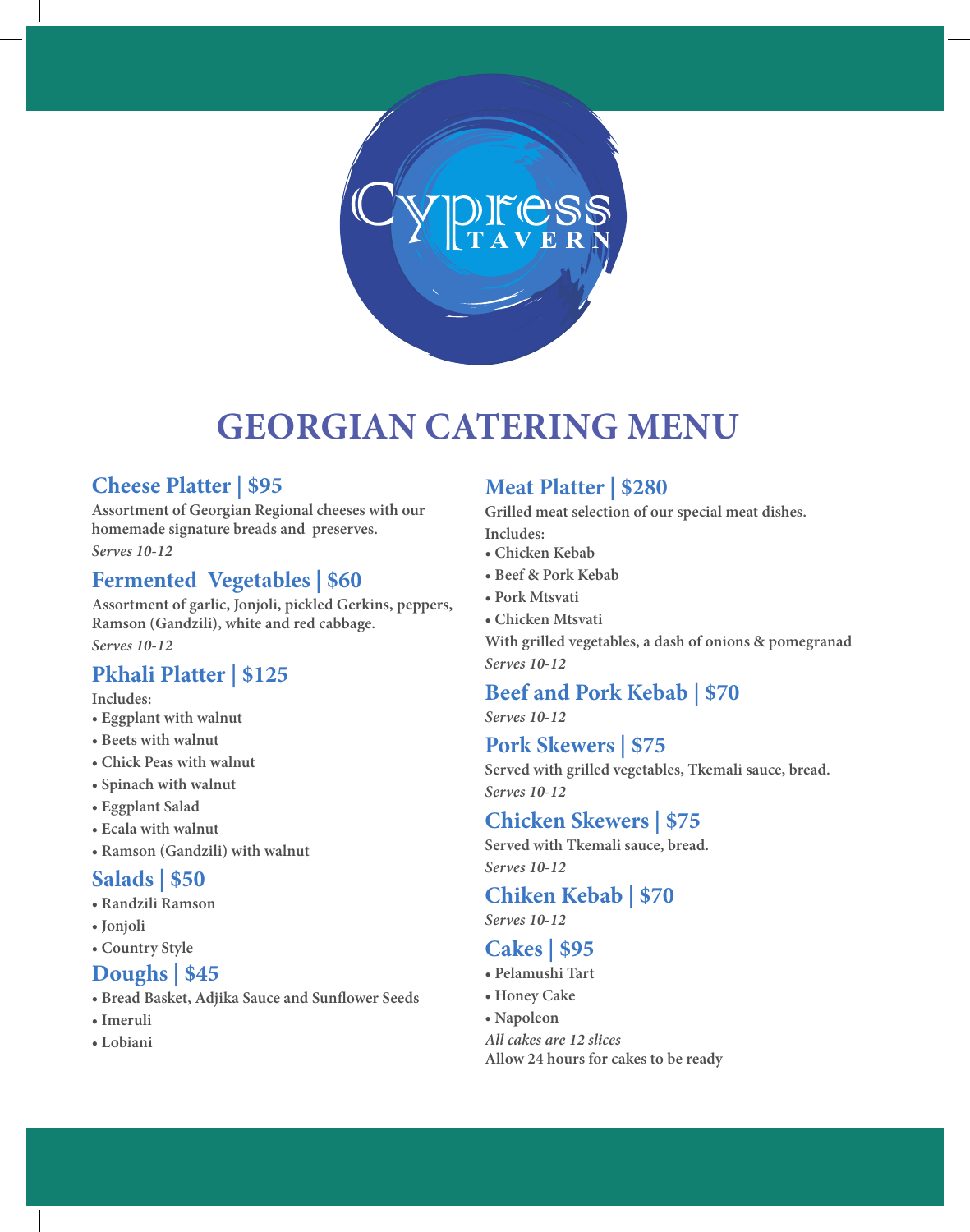Cypress TAVERN

# GEORGIAN CATERING MENU

## Cheese Platter | $95

**Assortment of Georgian Regional cheeses with our homemade signature breads and preserves.**
*Serves 10-12*

## Fermented Vegetables | $60

**Assortment of garlic, Jonjoli, pickled Gerkins, peppers, Ramson (Gandzili), white and red cabbage.**
*Serves 10-12*

## Pkhali Platter | $125

**Includes:**

- Eggplant with walnut
- Beets with walnut
- Chick Peas with walnut
- Spinach with walnut
- Eggplant Salad
- Ecala with walnut
- Ramson (Gandzili) with walnut

## Salads | $50

- Randzili Ramson
- Jonjoli
- Country Style

## Doughs | $45

- Bread Basket, Adjika Sauce and Sunflower Seeds
- Imeruli
- Lobiani

## Meat Platter | $280

**Grilled meat selection of our special meat dishes.**
**Includes:**

- Chicken Kebab
- Beef & Pork Kebab
- Pork Mtsvati
- Chicken Mtsvati

**With grilled vegetables, a dash of onions & pomegranad**
*Serves 10-12*

## Beef and Pork Kebab | $70

*Serves 10-12*

## Pork Skewers | $75

**Served with grilled vegetables, Tkemali sauce, bread.**
*Serves 10-12*

## Chicken Skewers | $75

**Served with Tkemali sauce, bread.**
*Serves 10-12*

## Chiken Kebab | $70

*Serves 10-12*

## Cakes | $95

- Pelamushi Tart
- Honey Cake
- Napoleon

*All cakes are 12 slices*
**Allow 24 hours for cakes to be ready**